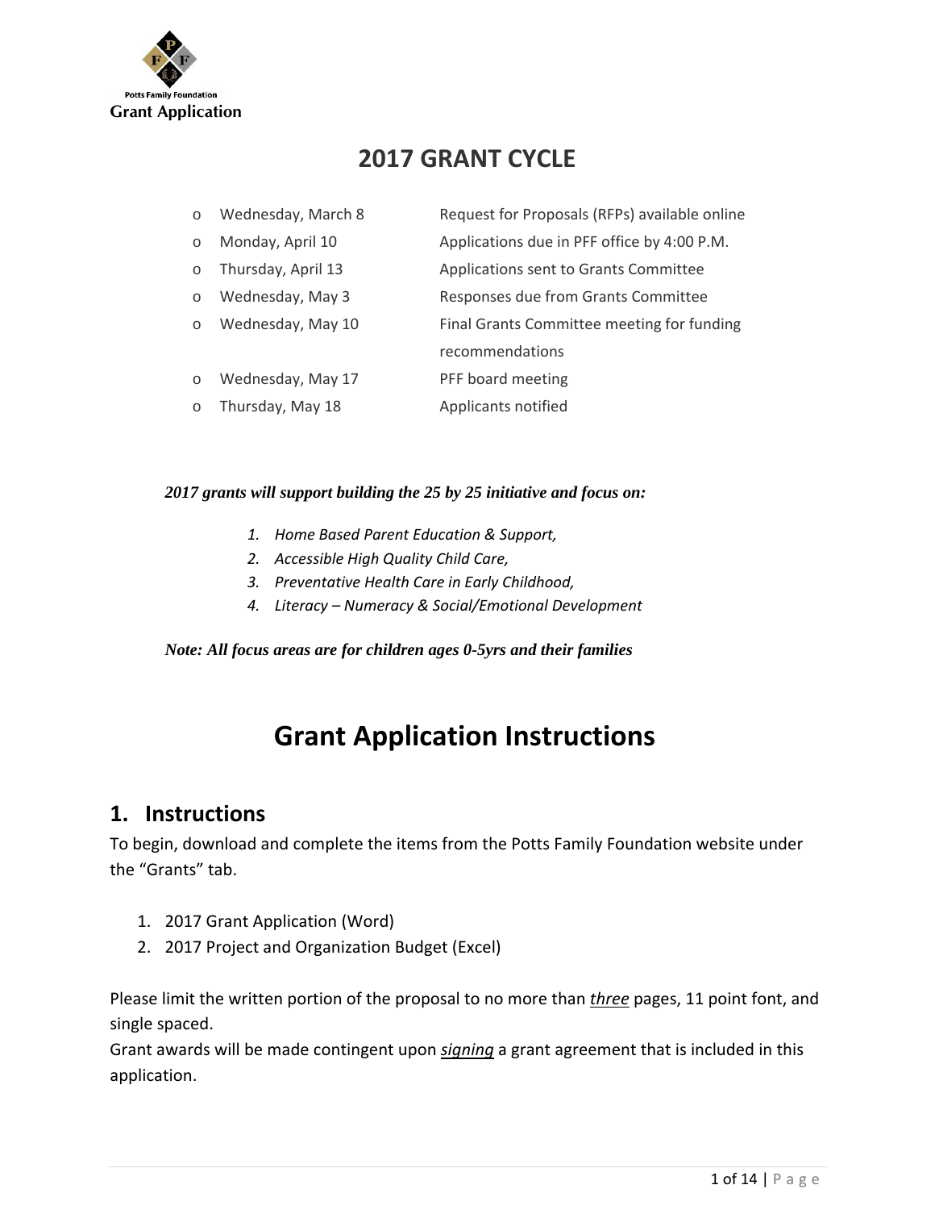Potts Family Foundation
**Grant Application**

# 2017 GRANT CYCLE

| | |
|---|---|
| Wednesday, March 8 | Request for Proposals (RFPs) available online |
| Monday, April 10 | Applications due in PFF office by 4:00 P.M. |
| Thursday, April 13 | Applications sent to Grants Committee |
| Wednesday, May 3 | Responses due from Grants Committee |
| Wednesday, May 10 | Final Grants Committee meeting for funding recommendations |
| Wednesday, May 17 | PFF board meeting |
| Thursday, May 18 | Applicants notified |

***2017 grants will support building the 25 by 25 initiative and focus on:***

1. *Home Based Parent Education & Support,*
2. *Accessible High Quality Child Care,*
3. *Preventative Health Care in Early Childhood,*
4. *Literacy – Numeracy & Social/Emotional Development*

***Note: All focus areas are for children ages 0-5yrs and their families***

# Grant Application Instructions

## 1. Instructions

To begin, download and complete the items from the Potts Family Foundation website under the "Grants" tab.

1. 2017 Grant Application (Word)
2. 2017 Project and Organization Budget (Excel)

Please limit the written portion of the proposal to no more than ***three*** pages, 11 point font, and single spaced.
Grant awards will be made contingent upon ***signing*** a grant agreement that is included in this application.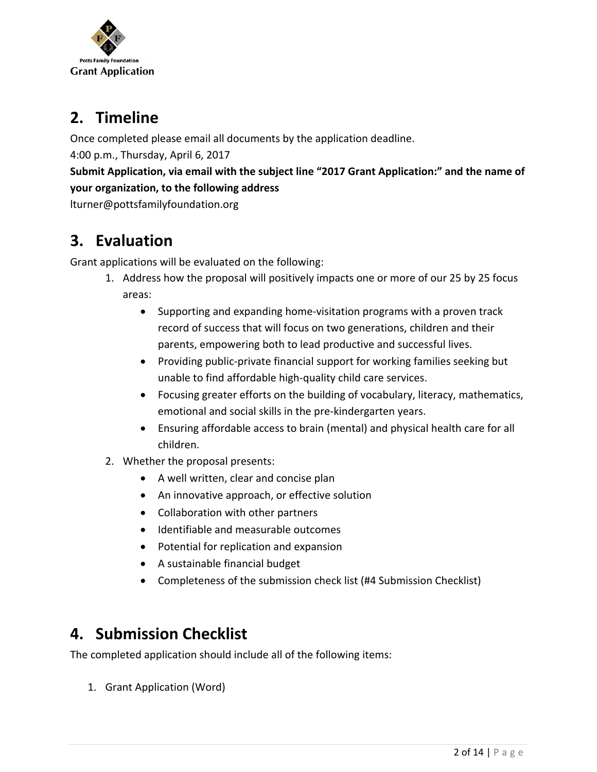## 2. Timeline

Once completed please email all documents by the application deadline.

4:00 p.m., Thursday, April 6, 2017

**Submit Application, via email with the subject line "2017 Grant Application:" and the name of your organization, to the following address**

lturner@pottsfamilyfoundation.org

## 3. Evaluation

Grant applications will be evaluated on the following:

1. Address how the proposal will positively impacts one or more of our 25 by 25 focus areas:
   - Supporting and expanding home-visitation programs with a proven track record of success that will focus on two generations, children and their parents, empowering both to lead productive and successful lives.
   - Providing public-private financial support for working families seeking but unable to find affordable high-quality child care services.
   - Focusing greater efforts on the building of vocabulary, literacy, mathematics, emotional and social skills in the pre-kindergarten years.
   - Ensuring affordable access to brain (mental) and physical health care for all children.
2. Whether the proposal presents:
   - A well written, clear and concise plan
   - An innovative approach, or effective solution
   - Collaboration with other partners
   - Identifiable and measurable outcomes
   - Potential for replication and expansion
   - A sustainable financial budget
   - Completeness of the submission check list (#4 Submission Checklist)

## 4. Submission Checklist

The completed application should include all of the following items:

1. Grant Application (Word)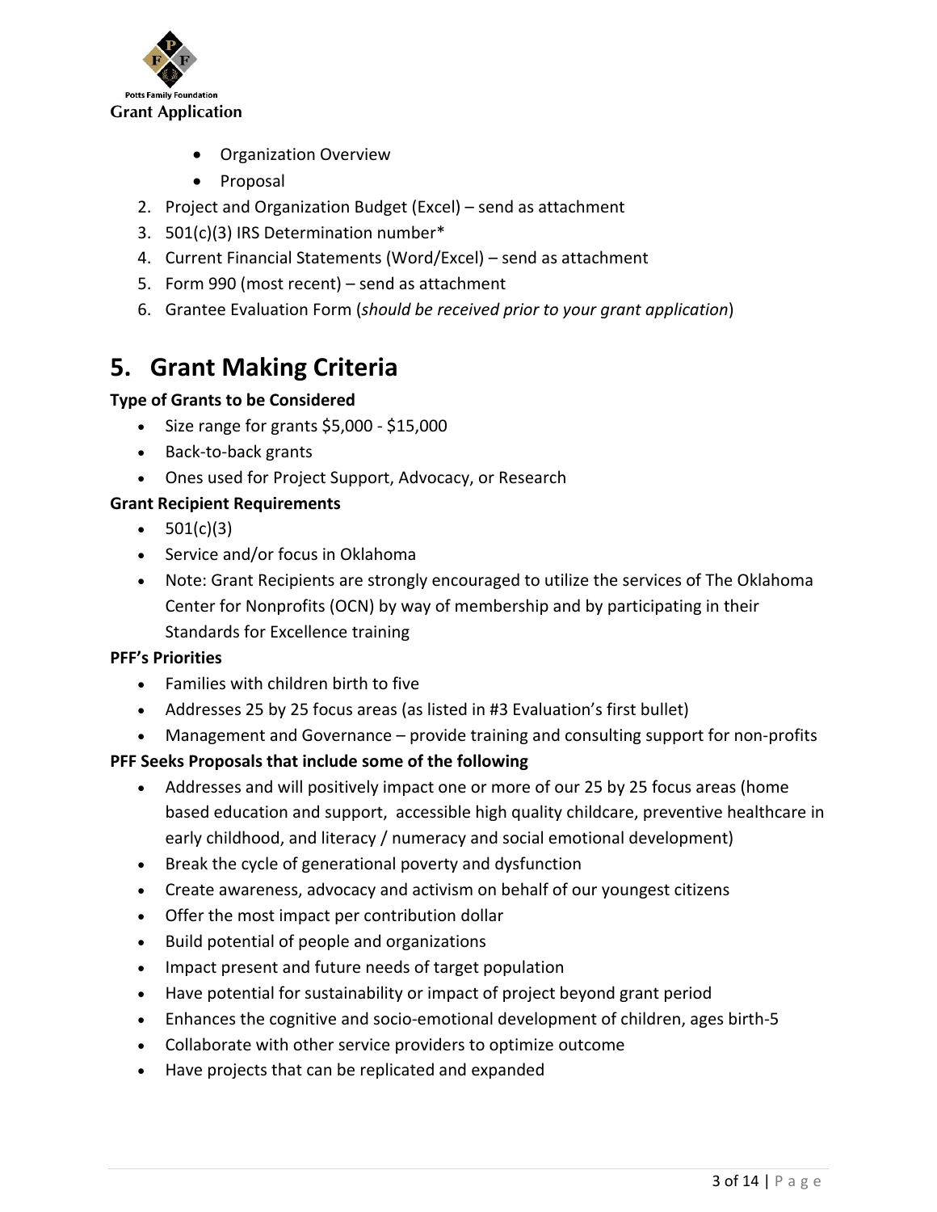- Organization Overview
- Proposal

2. Project and Organization Budget (Excel) – send as attachment
3. 501(c)(3) IRS Determination number*
4. Current Financial Statements (Word/Excel) – send as attachment
5. Form 990 (most recent) – send as attachment
6. Grantee Evaluation Form (*should be received prior to your grant application*)

## 5. Grant Making Criteria

**Type of Grants to be Considered**

- Size range for grants $5,000 - $15,000
- Back-to-back grants
- Ones used for Project Support, Advocacy, or Research

**Grant Recipient Requirements**

- 501(c)(3)
- Service and/or focus in Oklahoma
- Note: Grant Recipients are strongly encouraged to utilize the services of The Oklahoma Center for Nonprofits (OCN) by way of membership and by participating in their Standards for Excellence training

**PFF's Priorities**

- Families with children birth to five
- Addresses 25 by 25 focus areas (as listed in #3 Evaluation's first bullet)
- Management and Governance – provide training and consulting support for non-profits

**PFF Seeks Proposals that include some of the following**

- Addresses and will positively impact one or more of our 25 by 25 focus areas (home based education and support, accessible high quality childcare, preventive healthcare in early childhood, and literacy / numeracy and social emotional development)
- Break the cycle of generational poverty and dysfunction
- Create awareness, advocacy and activism on behalf of our youngest citizens
- Offer the most impact per contribution dollar
- Build potential of people and organizations
- Impact present and future needs of target population
- Have potential for sustainability or impact of project beyond grant period
- Enhances the cognitive and socio-emotional development of children, ages birth-5
- Collaborate with other service providers to optimize outcome
- Have projects that can be replicated and expanded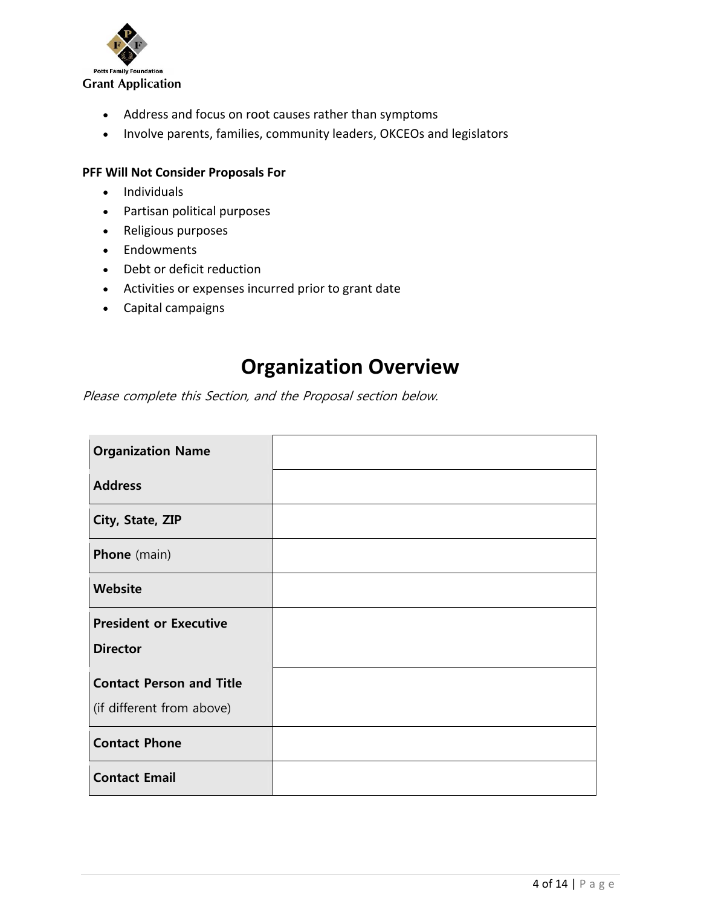- Address and focus on root causes rather than symptoms
- Involve parents, families, community leaders, OKCEOs and legislators

**PFF Will Not Consider Proposals For**

- Individuals
- Partisan political purposes
- Religious purposes
- Endowments
- Debt or deficit reduction
- Activities or expenses incurred prior to grant date
- Capital campaigns

# Organization Overview

*Please complete this Section, and the Proposal section below.*

| | |
|---|---|
| **Organization Name** | |
| **Address** | |
| **City, State, ZIP** | |
| **Phone** (main) | |
| **Website** | |
| **President or Executive Director** | |
| **Contact Person and Title** (if different from above) | |
| **Contact Phone** | |
| **Contact Email** | |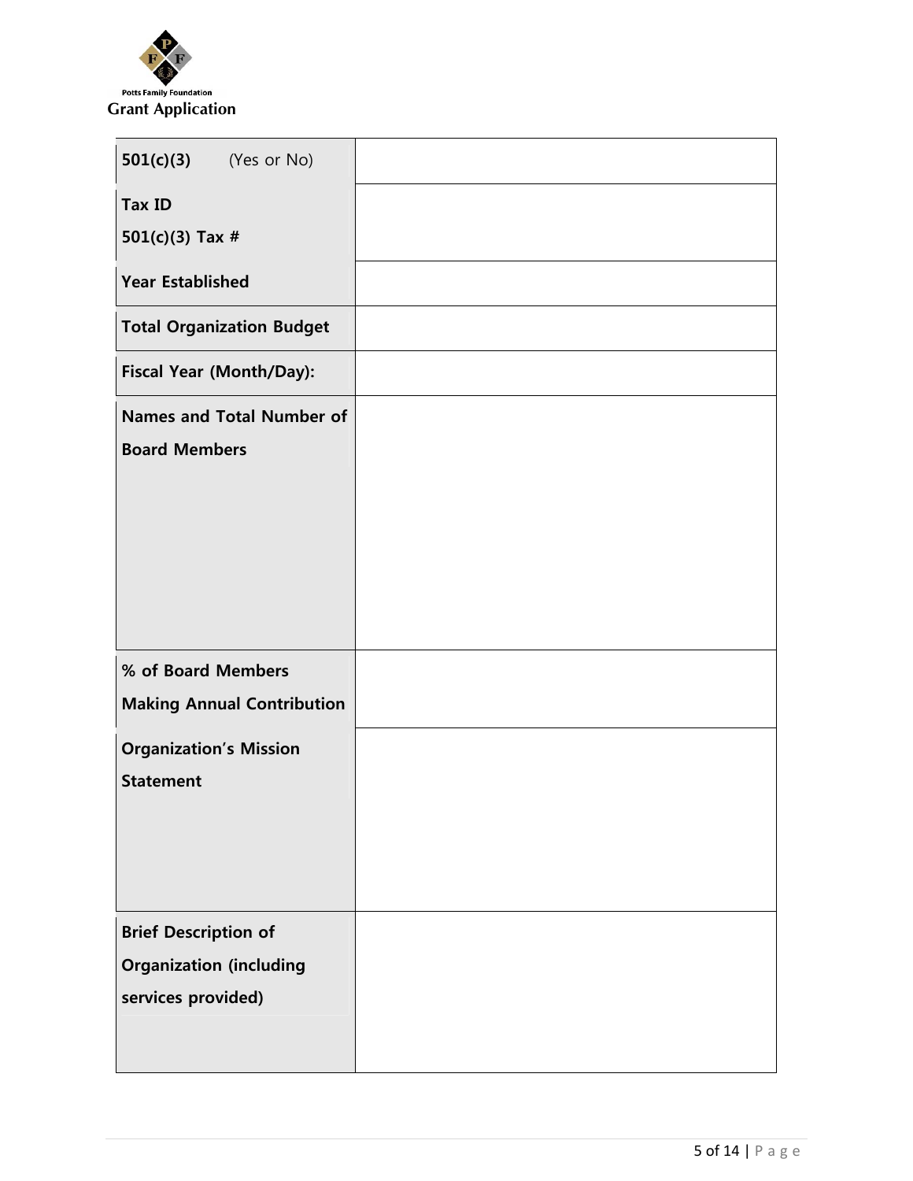Potts Family Foundation

**Grant Application**

| **501(c)(3)** (Yes or No) | |
|---|---|
| **Tax ID**<br>**501(c)(3) Tax #** | |
| **Year Established** | |
| **Total Organization Budget** | |
| **Fiscal Year (Month/Day):** | |
| **Names and Total Number of Board Members** | |
| **% of Board Members Making Annual Contribution** | |
| **Organization's Mission Statement** | |
| **Brief Description of Organization (including services provided)** | |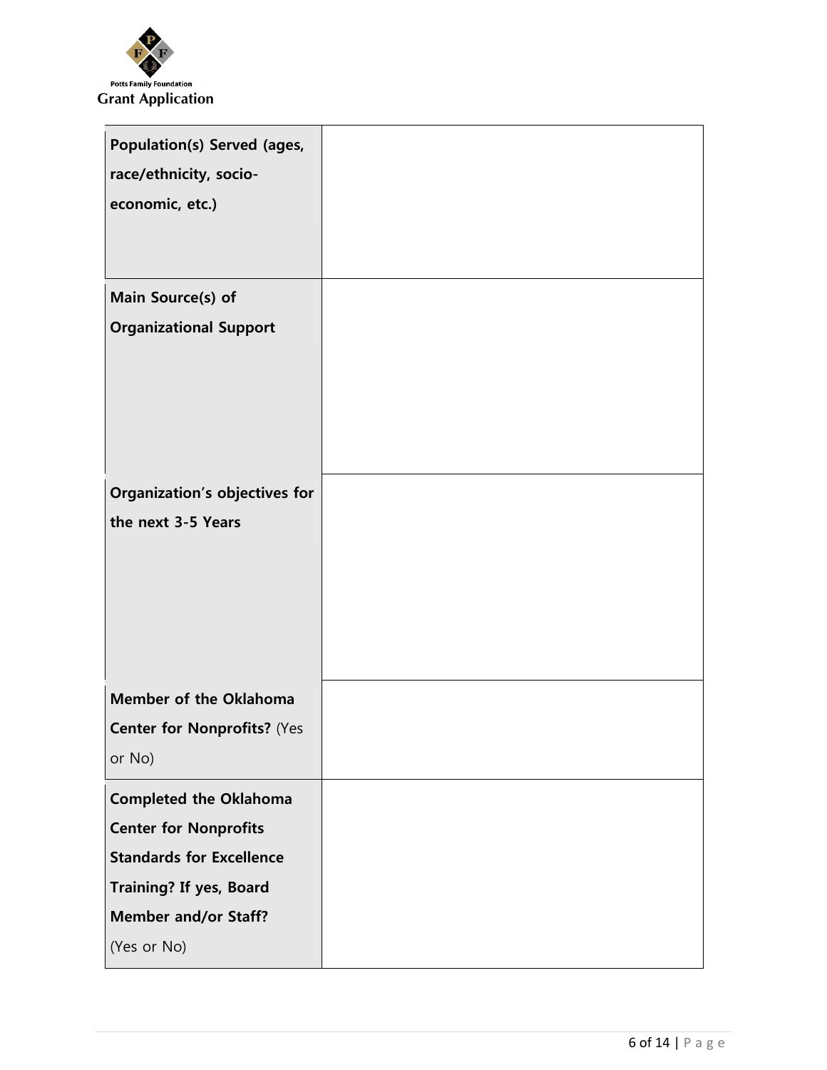| | |
|---|---|
| **Population(s) Served (ages, race/ethnicity, socio-economic, etc.)** | |
| **Main Source(s) of Organizational Support** | |
| **Organization's objectives for the next 3-5 Years** | |
| **Member of the Oklahoma Center for Nonprofits?** (Yes or No) | |
| **Completed the Oklahoma Center for Nonprofits Standards for Excellence Training? If yes, Board Member and/or Staff?** (Yes or No) | |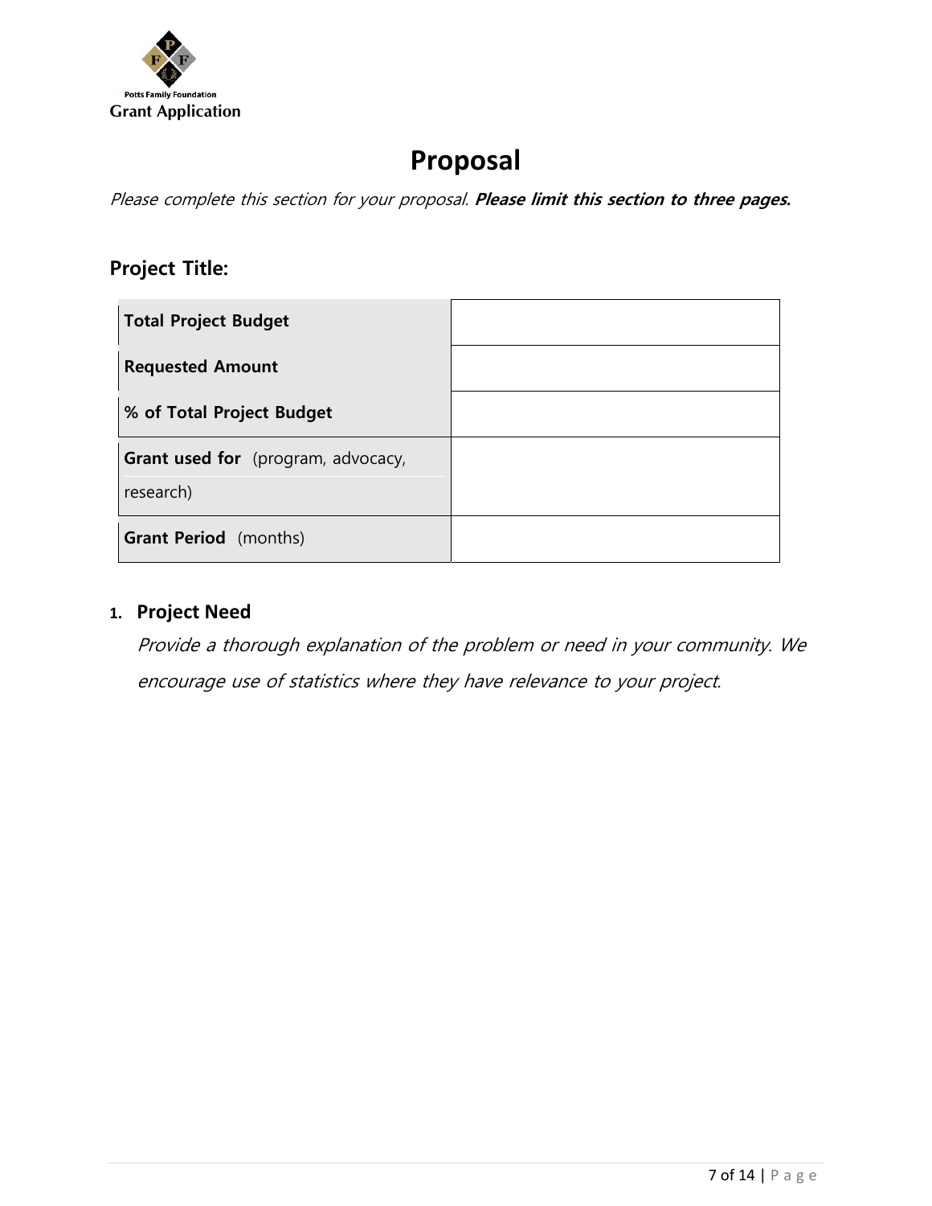# Proposal

*Please complete this section for your proposal.* ***Please limit this section to three pages.***

## Project Title:

| | |
|---|---|
| **Total Project Budget** | |
| **Requested Amount** | |
| **% of Total Project Budget** | |
| **Grant used for** (program, advocacy, research) | |
| **Grant Period** (months) | |

1. **Project Need**

   *Provide a thorough explanation of the problem or need in your community. We encourage use of statistics where they have relevance to your project.*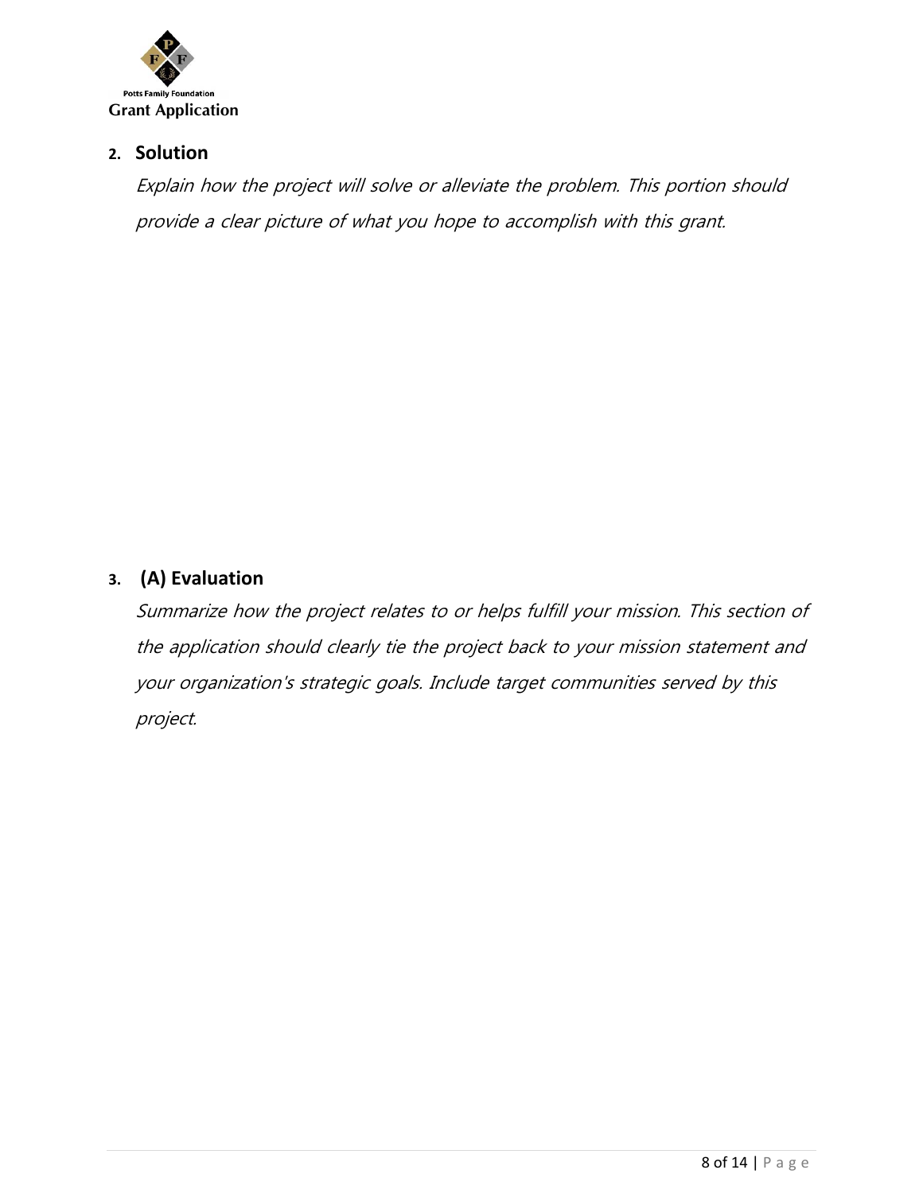## 2. Solution

*Explain how the project will solve or alleviate the problem. This portion should provide a clear picture of what you hope to accomplish with this grant.*

## 3. (A) Evaluation

*Summarize how the project relates to or helps fulfill your mission. This section of the application should clearly tie the project back to your mission statement and your organization's strategic goals. Include target communities served by this project.*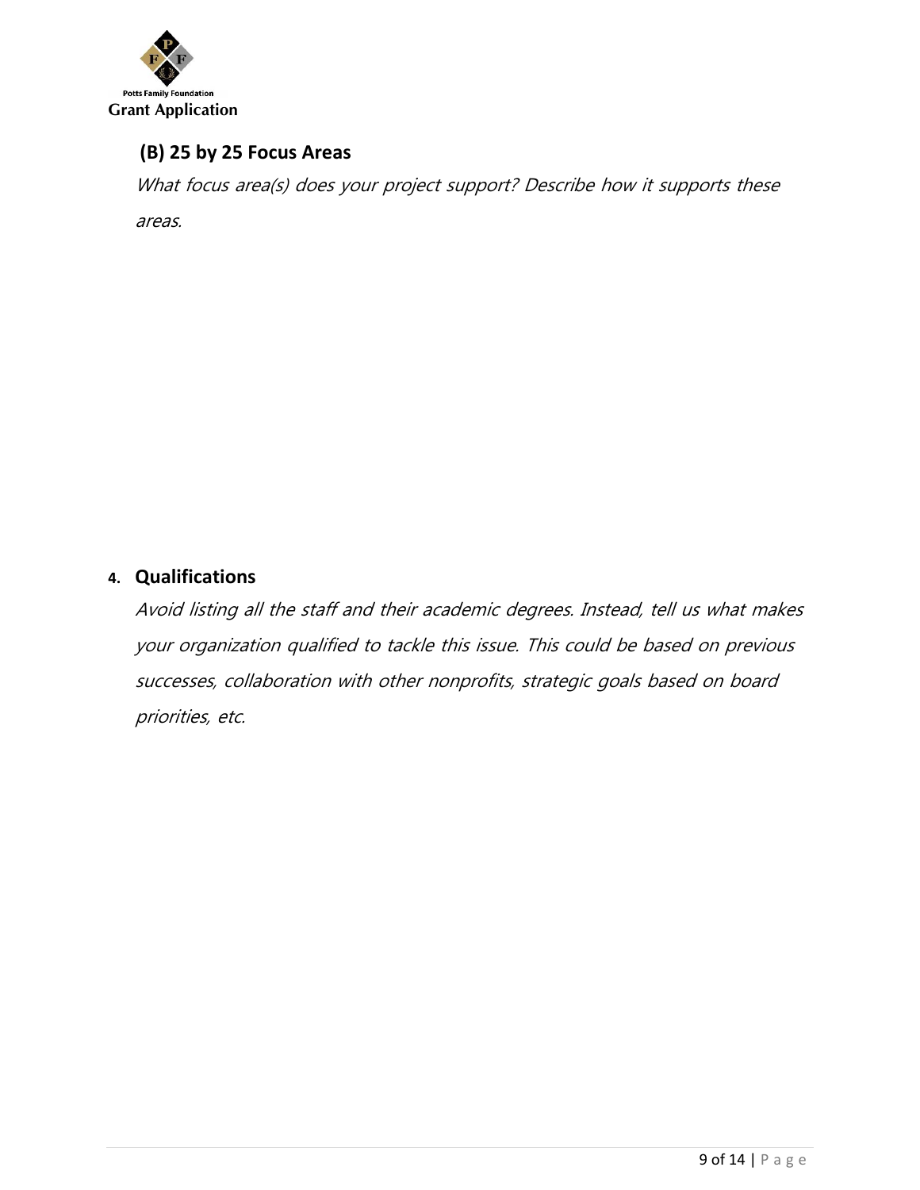### (B) 25 by 25 Focus Areas

*What focus area(s) does your project support? Describe how it supports these areas.*

### 4. Qualifications

*Avoid listing all the staff and their academic degrees. Instead, tell us what makes your organization qualified to tackle this issue. This could be based on previous successes, collaboration with other nonprofits, strategic goals based on board priorities, etc.*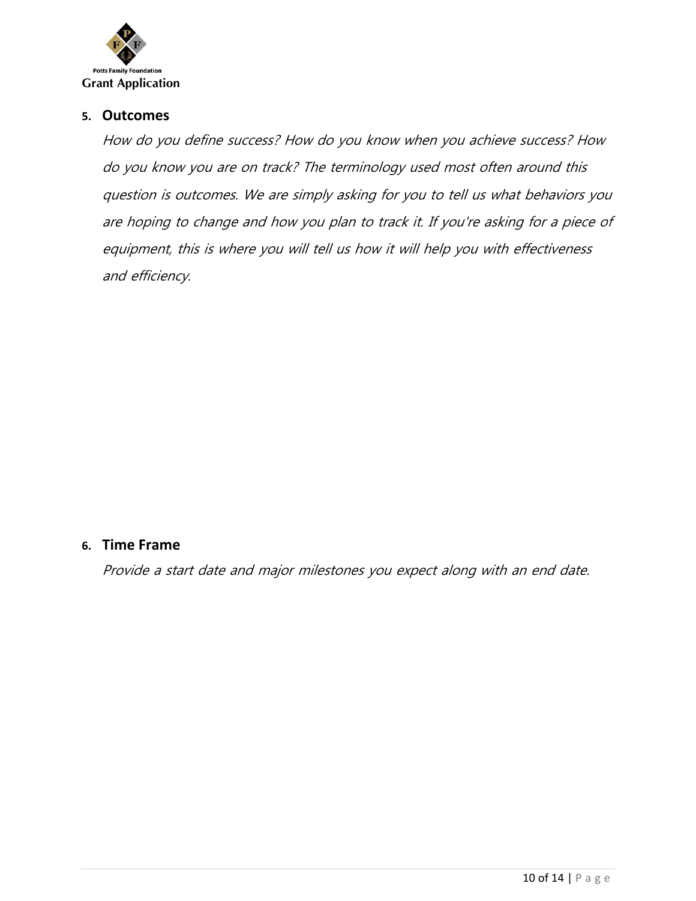## 5. Outcomes

*How do you define success? How do you know when you achieve success? How do you know you are on track? The terminology used most often around this question is outcomes. We are simply asking for you to tell us what behaviors you are hoping to change and how you plan to track it. If you're asking for a piece of equipment, this is where you will tell us how it will help you with effectiveness and efficiency.*

## 6. Time Frame

*Provide a start date and major milestones you expect along with an end date.*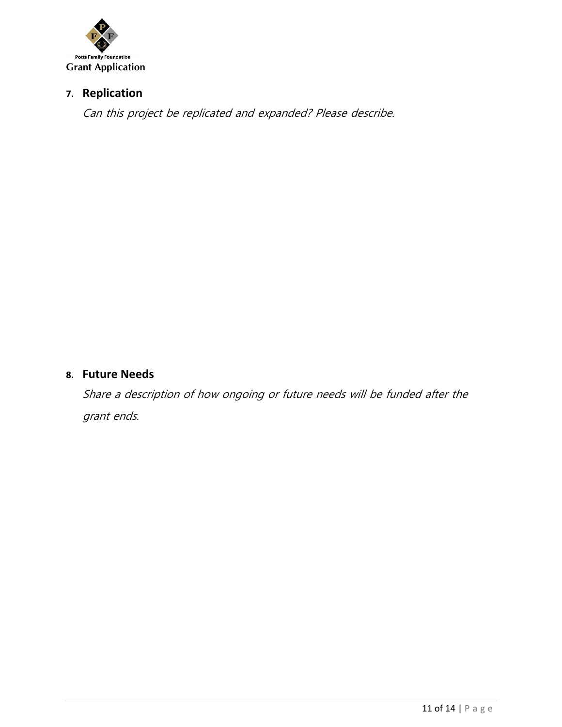## 7. Replication

*Can this project be replicated and expanded? Please describe.*

## 8. Future Needs

*Share a description of how ongoing or future needs will be funded after the grant ends.*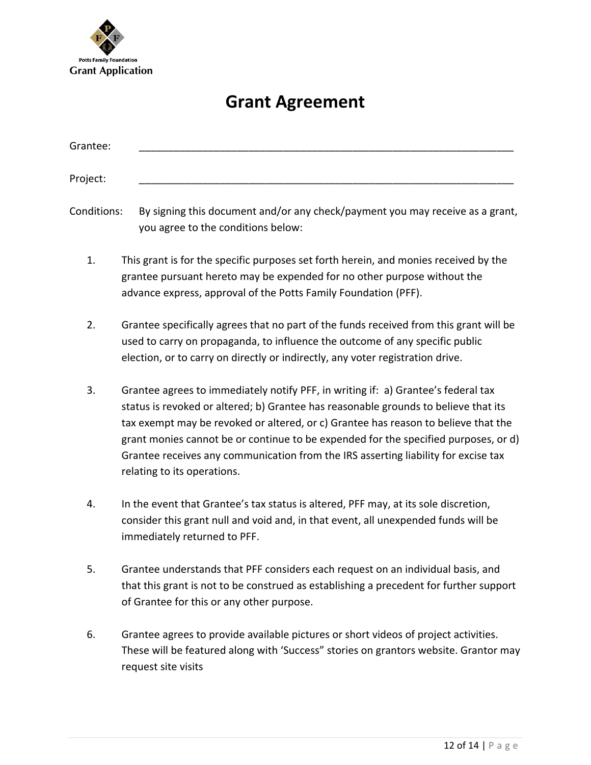Potts Family Foundation
**Grant Application**

# Grant Agreement

Grantee: ____________________________________________________________________

Project: ____________________________________________________________________

Conditions: By signing this document and/or any check/payment you may receive as a grant, you agree to the conditions below:

1. This grant is for the specific purposes set forth herein, and monies received by the grantee pursuant hereto may be expended for no other purpose without the advance express, approval of the Potts Family Foundation (PFF).

2. Grantee specifically agrees that no part of the funds received from this grant will be used to carry on propaganda, to influence the outcome of any specific public election, or to carry on directly or indirectly, any voter registration drive.

3. Grantee agrees to immediately notify PFF, in writing if: a) Grantee's federal tax status is revoked or altered; b) Grantee has reasonable grounds to believe that its tax exempt may be revoked or altered, or c) Grantee has reason to believe that the grant monies cannot be or continue to be expended for the specified purposes, or d) Grantee receives any communication from the IRS asserting liability for excise tax relating to its operations.

4. In the event that Grantee's tax status is altered, PFF may, at its sole discretion, consider this grant null and void and, in that event, all unexpended funds will be immediately returned to PFF.

5. Grantee understands that PFF considers each request on an individual basis, and that this grant is not to be construed as establishing a precedent for further support of Grantee for this or any other purpose.

6. Grantee agrees to provide available pictures or short videos of project activities. These will be featured along with 'Success" stories on grantors website. Grantor may request site visits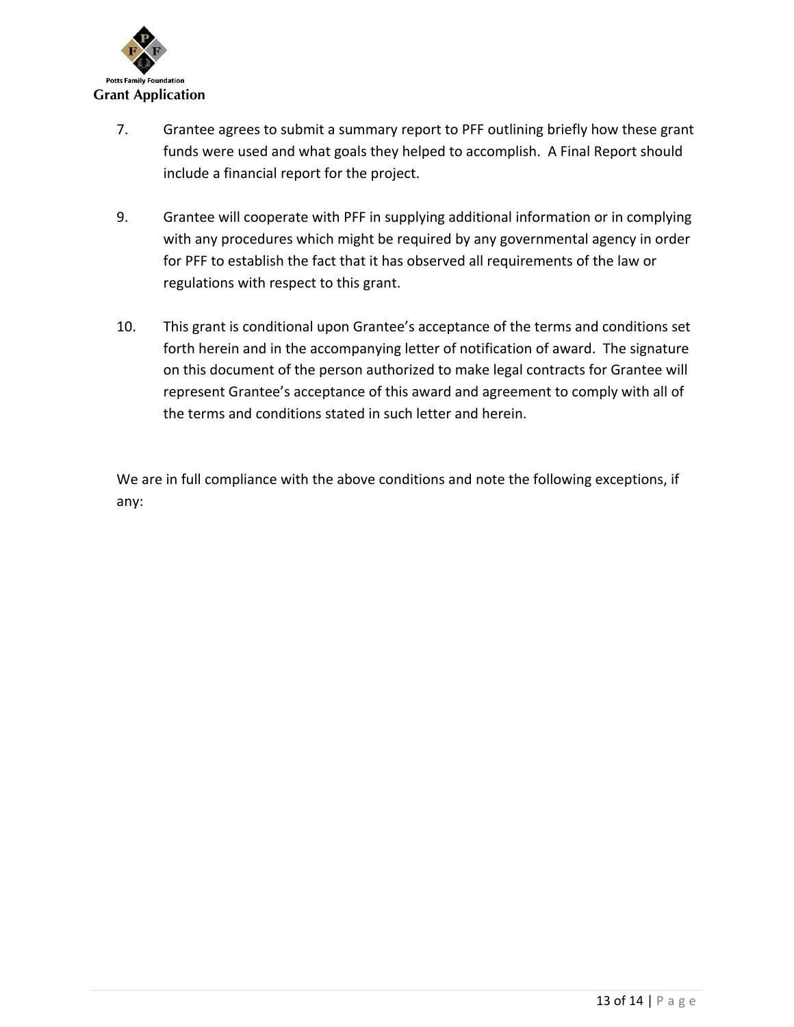7. Grantee agrees to submit a summary report to PFF outlining briefly how these grant funds were used and what goals they helped to accomplish. A Final Report should include a financial report for the project.

9. Grantee will cooperate with PFF in supplying additional information or in complying with any procedures which might be required by any governmental agency in order for PFF to establish the fact that it has observed all requirements of the law or regulations with respect to this grant.

10. This grant is conditional upon Grantee's acceptance of the terms and conditions set forth herein and in the accompanying letter of notification of award. The signature on this document of the person authorized to make legal contracts for Grantee will represent Grantee's acceptance of this award and agreement to comply with all of the terms and conditions stated in such letter and herein.

We are in full compliance with the above conditions and note the following exceptions, if any: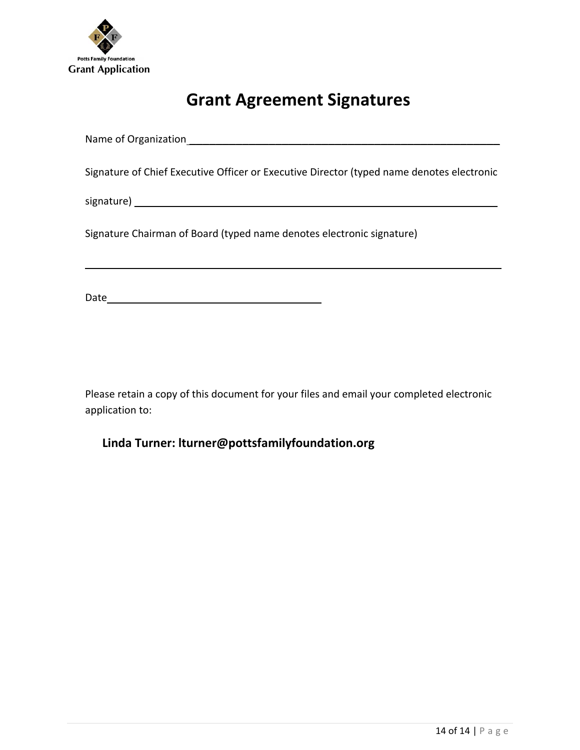Potts Family Foundation
Grant Application

# Grant Agreement Signatures

Name of Organization\_\_\_\_\_\_\_\_\_\_\_\_\_\_\_\_\_\_\_\_\_\_\_\_\_\_\_\_\_\_\_\_\_\_\_\_\_\_\_\_\_\_\_\_\_\_\_\_\_\_\_\_\_\_

Signature of Chief Executive Officer or Executive Director (typed name denotes electronic signature) \_\_\_\_\_\_\_\_\_\_\_\_\_\_\_\_\_\_\_\_\_\_\_\_\_\_\_\_\_\_\_\_\_\_\_\_\_\_\_\_\_\_\_\_\_\_\_\_\_\_\_\_\_\_

Signature Chairman of Board (typed name denotes electronic signature)

\_\_\_\_\_\_\_\_\_\_\_\_\_\_\_\_\_\_\_\_\_\_\_\_\_\_\_\_\_\_\_\_\_\_\_\_\_\_\_\_\_\_\_\_\_\_\_\_\_\_\_\_\_\_\_\_\_\_\_\_\_\_\_\_\_\_\_\_\_\_

Date\_\_\_\_\_\_\_\_\_\_\_\_\_\_\_\_\_\_\_\_\_\_\_\_\_\_\_\_\_\_\_\_\_\_\_\_

Please retain a copy of this document for your files and email your completed electronic application to:

**Linda Turner: lturner@pottsfamilyfoundation.org**